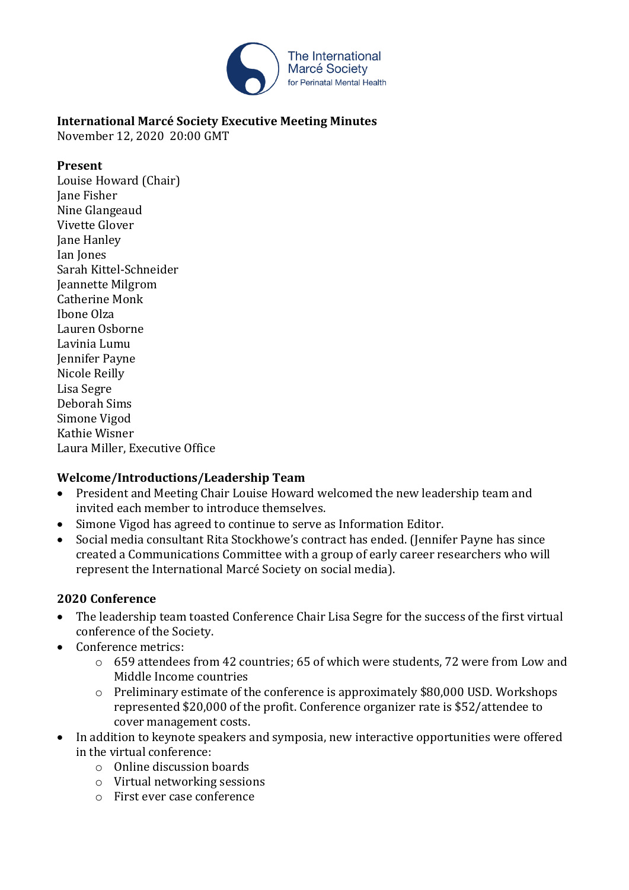The International Marcé Society for Perinatal Mental Health

**International Marcé Society Executive Meeting Minutes**
November 12, 2020 20:00 GMT

**Present**
Louise Howard (Chair)
Jane Fisher
Nine Glangeaud
Vivette Glover
Jane Hanley
Ian Jones
Sarah Kittel-Schneider
Jeannette Milgrom
Catherine Monk
Ibone Olza
Lauren Osborne
Lavinia Lumu
Jennifer Payne
Nicole Reilly
Lisa Segre
Deborah Sims
Simone Vigod
Kathie Wisner
Laura Miller, Executive Office

## Welcome/Introductions/Leadership Team

- President and Meeting Chair Louise Howard welcomed the new leadership team and invited each member to introduce themselves.
- Simone Vigod has agreed to continue to serve as Information Editor.
- Social media consultant Rita Stockhowe's contract has ended. (Jennifer Payne has since created a Communications Committee with a group of early career researchers who will represent the International Marcé Society on social media).

## 2020 Conference

- The leadership team toasted Conference Chair Lisa Segre for the success of the first virtual conference of the Society.
- Conference metrics:
  - 659 attendees from 42 countries; 65 of which were students, 72 were from Low and Middle Income countries
  - Preliminary estimate of the conference is approximately $80,000 USD. Workshops represented $20,000 of the profit. Conference organizer rate is $52/attendee to cover management costs.
- In addition to keynote speakers and symposia, new interactive opportunities were offered in the virtual conference:
  - Online discussion boards
  - Virtual networking sessions
  - First ever case conference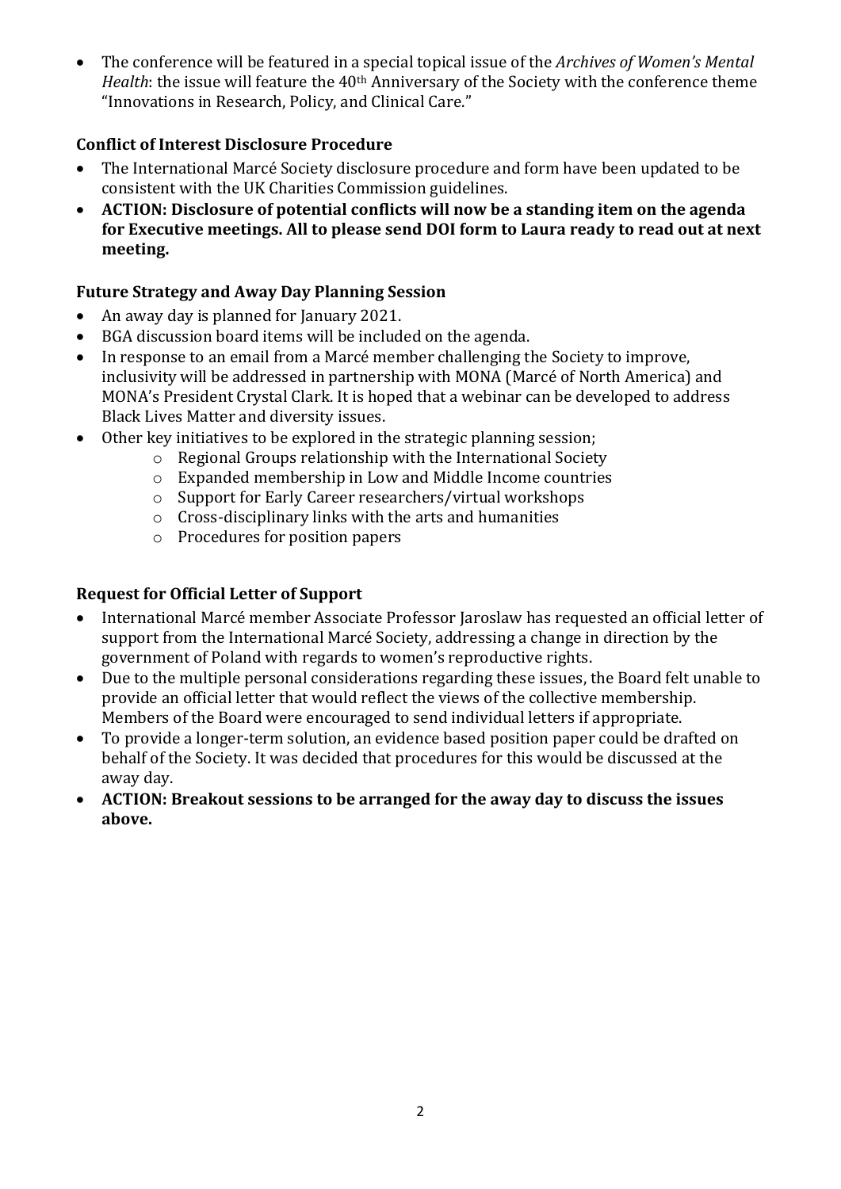- The conference will be featured in a special topical issue of the *Archives of Women's Mental Health*: the issue will feature the 40th Anniversary of the Society with the conference theme "Innovations in Research, Policy, and Clinical Care."

**Conflict of Interest Disclosure Procedure**

- The International Marcé Society disclosure procedure and form have been updated to be consistent with the UK Charities Commission guidelines.
- **ACTION: Disclosure of potential conflicts will now be a standing item on the agenda for Executive meetings. All to please send DOI form to Laura ready to read out at next meeting.**

**Future Strategy and Away Day Planning Session**

- An away day is planned for January 2021.
- BGA discussion board items will be included on the agenda.
- In response to an email from a Marcé member challenging the Society to improve, inclusivity will be addressed in partnership with MONA (Marcé of North America) and MONA's President Crystal Clark. It is hoped that a webinar can be developed to address Black Lives Matter and diversity issues.
- Other key initiatives to be explored in the strategic planning session;
  - Regional Groups relationship with the International Society
  - Expanded membership in Low and Middle Income countries
  - Support for Early Career researchers/virtual workshops
  - Cross-disciplinary links with the arts and humanities
  - Procedures for position papers

**Request for Official Letter of Support**

- International Marcé member Associate Professor Jaroslaw has requested an official letter of support from the International Marcé Society, addressing a change in direction by the government of Poland with regards to women's reproductive rights.
- Due to the multiple personal considerations regarding these issues, the Board felt unable to provide an official letter that would reflect the views of the collective membership. Members of the Board were encouraged to send individual letters if appropriate.
- To provide a longer-term solution, an evidence based position paper could be drafted on behalf of the Society. It was decided that procedures for this would be discussed at the away day.
- **ACTION: Breakout sessions to be arranged for the away day to discuss the issues above.**